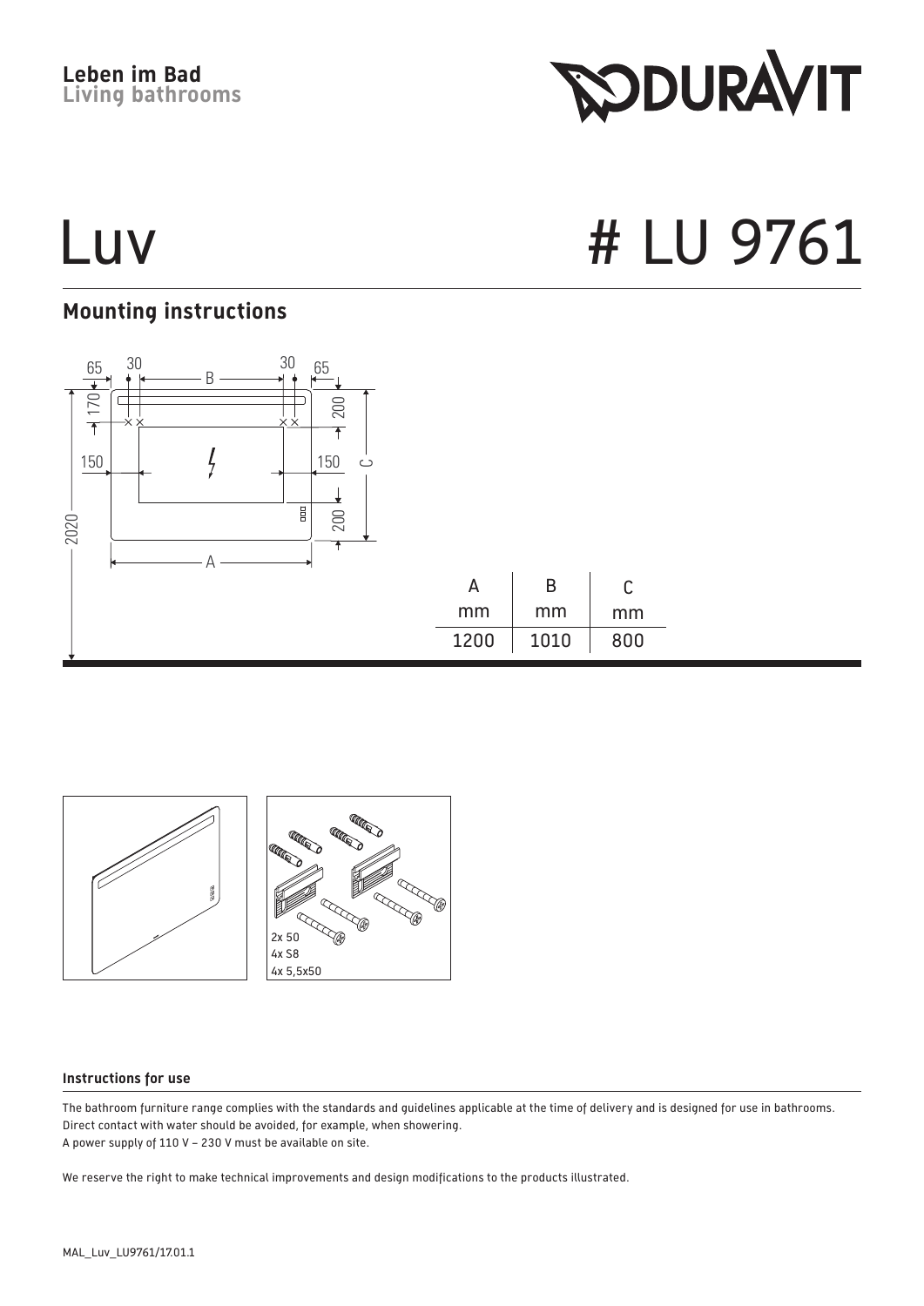Leben im Bad
Living bathrooms

# Luv

# # LU 9761

## Mounting instructions

| A mm | B mm | C mm |
| --- | --- | --- |
| 1200 | 1010 | 800 |

2x 50
4x S8
4x 5,5x50

#### Instructions for use

The bathroom furniture range complies with the standards and guidelines applicable at the time of delivery and is designed for use in bathrooms.
Direct contact with water should be avoided, for example, when showering.
A power supply of 110 V – 230 V must be available on site.

We reserve the right to make technical improvements and design modifications to the products illustrated.

MAL_Luv_LU9761/17.01.1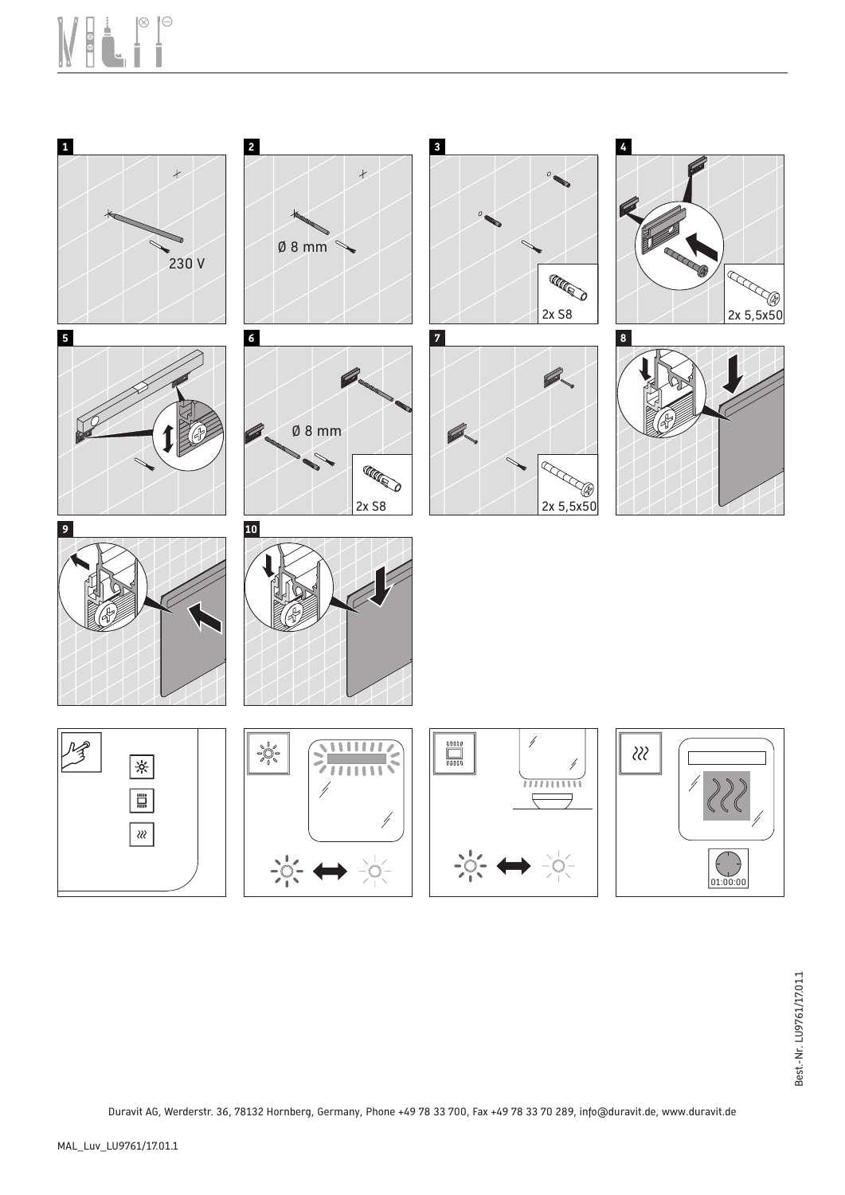1

230 V

2

Ø 8 mm

3

2x S8

4

2x 5,5x50

5

6

Ø 8 mm

2x S8

7

2x 5,5x50

8

9

10

01:00:00

Best.-Nr. LU9761/17011

Duravit AG, Werderstr. 36, 78132 Hornberg, Germany, Phone +49 78 33 700, Fax +49 78 33 70 289, info@duravit.de, www.duravit.de

MAL_Luv_LU9761/17.01.1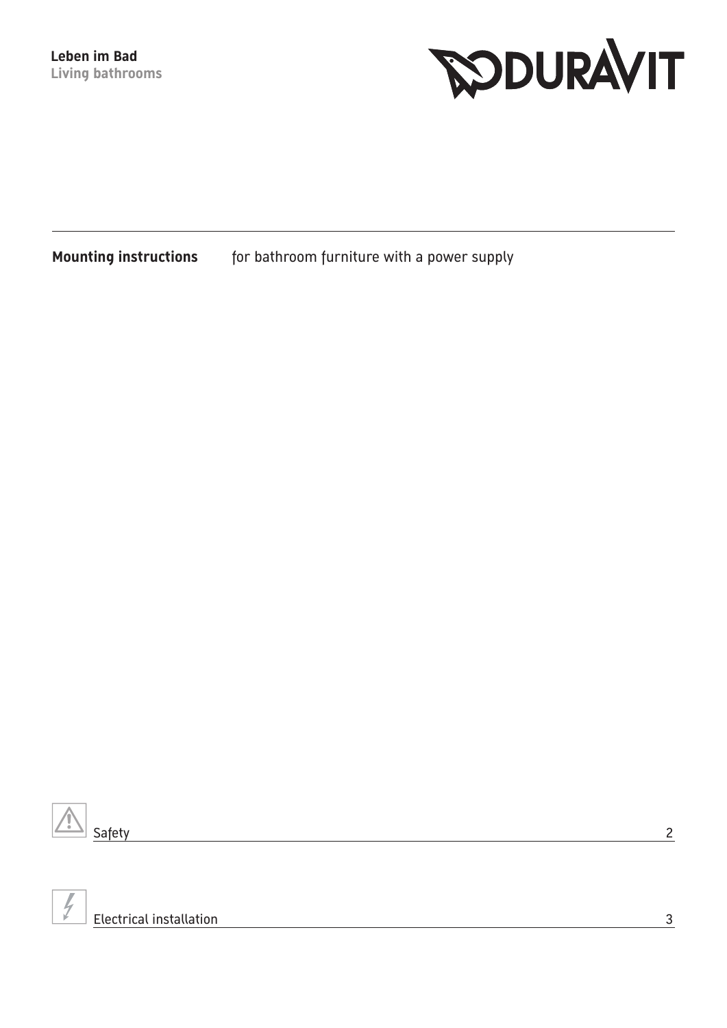**Leben im Bad**
**Living bathrooms**

DURAVIT

---

**Mounting instructions** for bathroom furniture with a power supply

| | | |
|---|---|---|
| ⚠ | Safety | 2 |
| ⚡ | Electrical installation | 3 |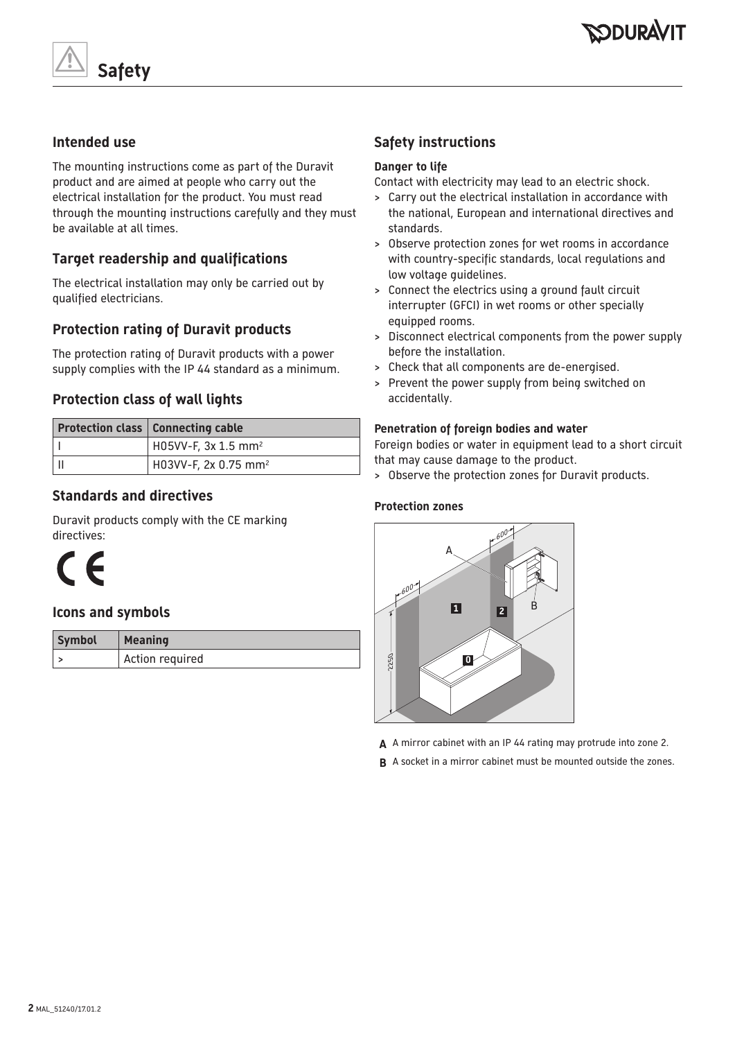# Safety

## Intended use

The mounting instructions come as part of the Duravit product and are aimed at people who carry out the electrical installation for the product. You must read through the mounting instructions carefully and they must be available at all times.

## Target readership and qualifications

The electrical installation may only be carried out by qualified electricians.

## Protection rating of Duravit products

The protection rating of Duravit products with a power supply complies with the IP 44 standard as a minimum.

## Protection class of wall lights

| Protection class | Connecting cable |
|---|---|
| I | H05VV-F, 3x 1.5 mm² |
| II | H03VV-F, 2x 0.75 mm² |

## Standards and directives

Duravit products comply with the CE marking directives:

CE

## Icons and symbols

| Symbol | Meaning |
|---|---|
| > | Action required |

## Safety instructions

**Danger to life**

Contact with electricity may lead to an electric shock.

> Carry out the electrical installation in accordance with the national, European and international directives and standards.
> Observe protection zones for wet rooms in accordance with country-specific standards, local regulations and low voltage guidelines.
> Connect the electrics using a ground fault circuit interrupter (GFCI) in wet rooms or other specially equipped rooms.
> Disconnect electrical components from the power supply before the installation.
> Check that all components are de-energised.
> Prevent the power supply from being switched on accidentally.

**Penetration of foreign bodies and water**

Foreign bodies or water in equipment lead to a short circuit that may cause damage to the product.

> Observe the protection zones for Duravit products.

**Protection zones**

**A** A mirror cabinet with an IP 44 rating may protrude into zone 2.

**B** A socket in a mirror cabinet must be mounted outside the zones.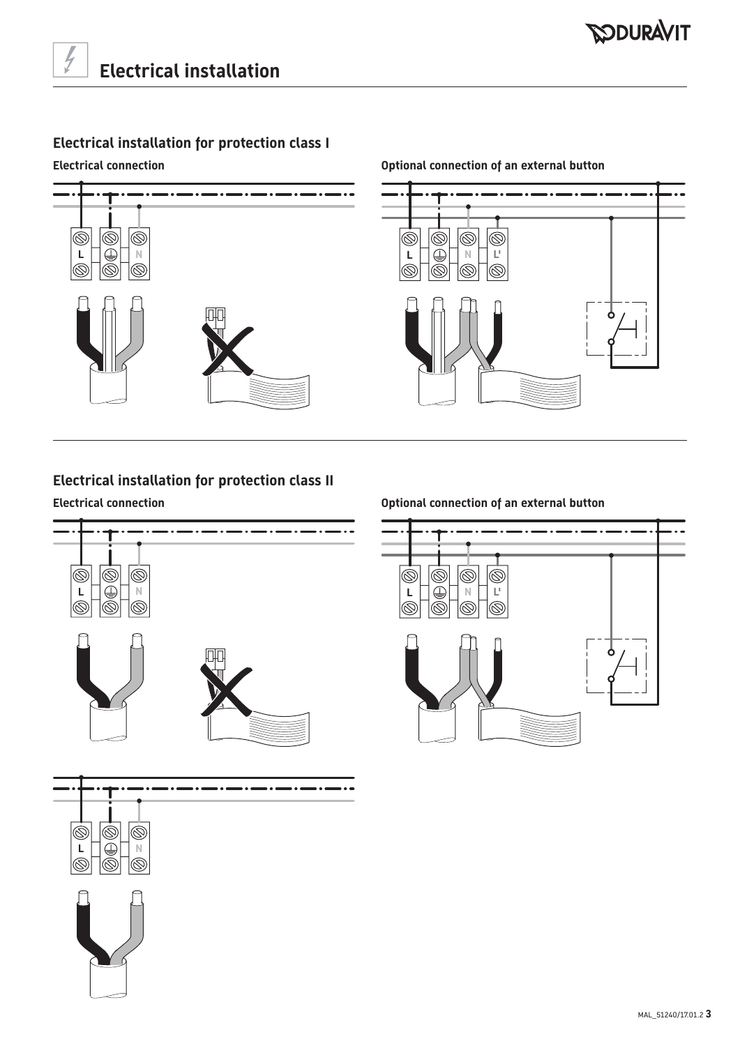# Electrical installation

## Electrical installation for protection class I

### Electrical connection

L N

### Optional connection of an external button

L N L'

## Electrical installation for protection class II

### Electrical connection

L N

### Optional connection of an external button

L N L'

L N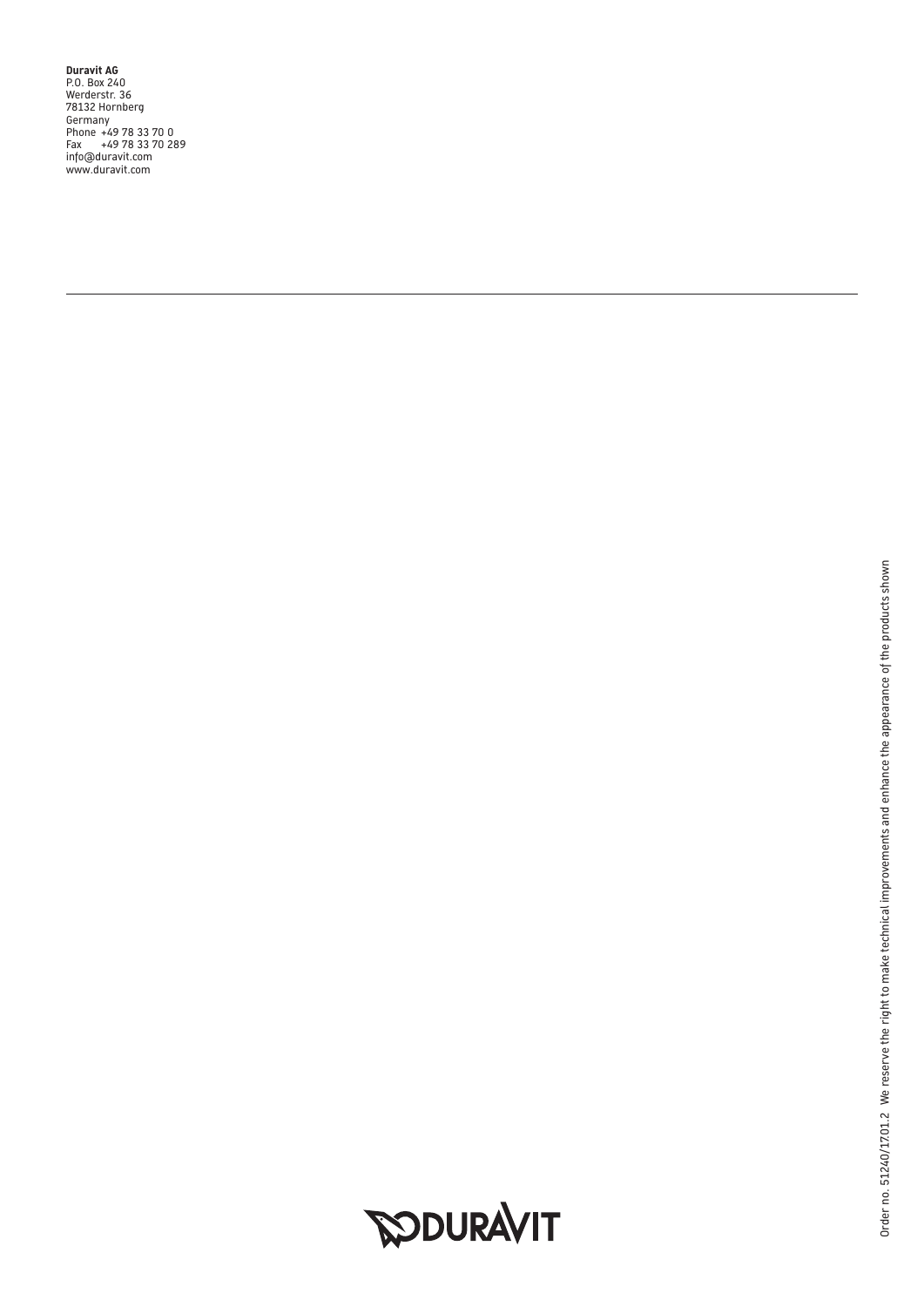**Duravit AG**
P.O. Box 240
Werderstr. 36
78132 Hornberg
Germany
Phone +49 78 33 70 0
Fax +49 78 33 70 289
info@duravit.com
www.duravit.com

---

Order no. 51240/17.01.2 We reserve the right to make technical improvements and enhance the appearance of the products shown

DURAVIT